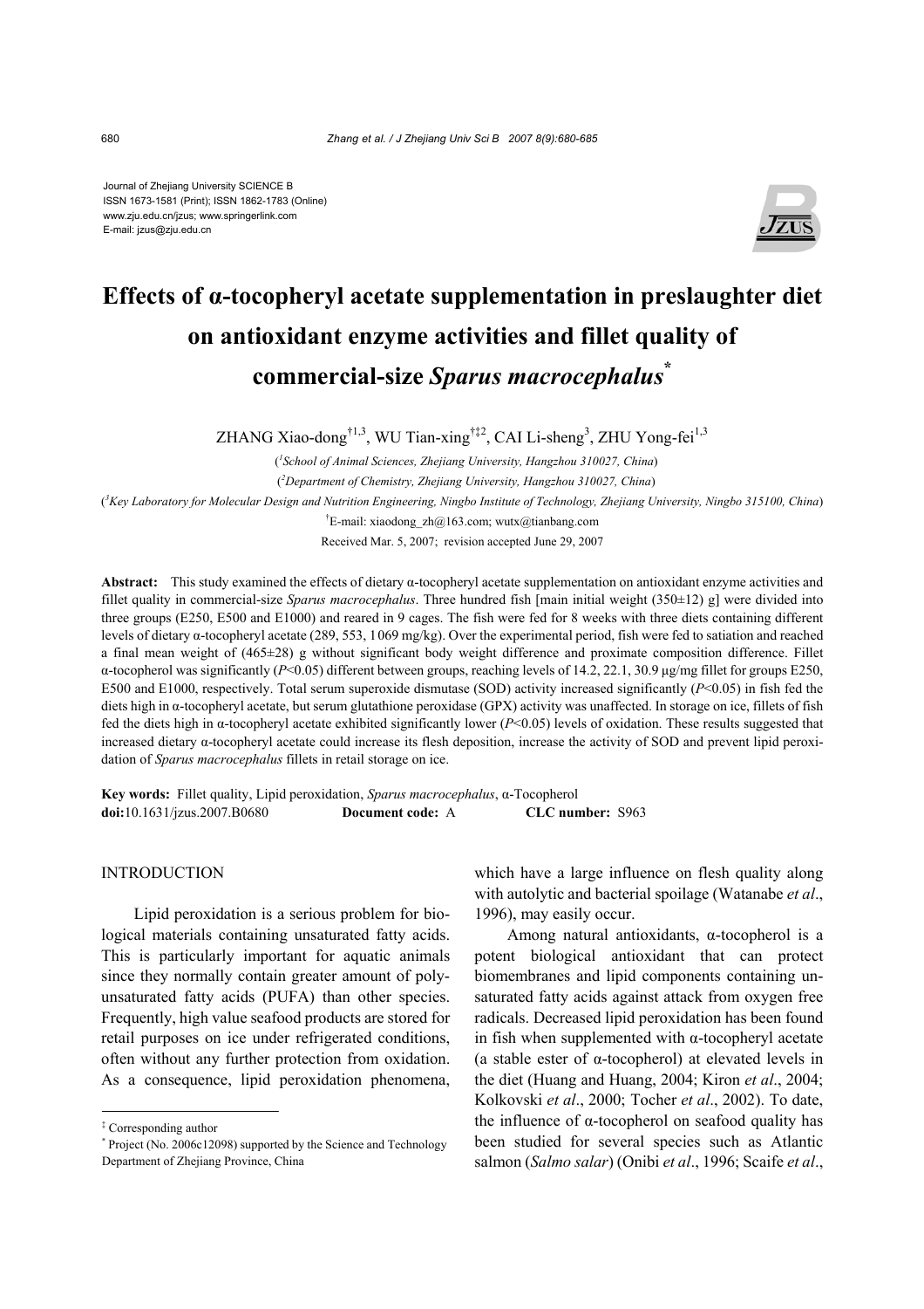Journal of Zhejiang University SCIENCE B
ISSN 1673-1581 (Print); ISSN 1862-1783 (Online)
www.zju.edu.cn/jzus; www.springerlink.com
E-mail: jzus@zju.edu.cn

# Effects of α-tocopheryl acetate supplementation in preslaughter diet on antioxidant enzyme activities and fillet quality of commercial-size *Sparus macrocephalus*[*]

ZHANG Xiao-dong[†1,3], WU Tian-xing[†‡2], CAI Li-sheng[3], ZHU Yong-fei[1,3]

([1]*School of Animal Sciences, Zhejiang University, Hangzhou 310027, China*)

([2]*Department of Chemistry, Zhejiang University, Hangzhou 310027, China*)

([3]*Key Laboratory for Molecular Design and Nutrition Engineering, Ningbo Institute of Technology, Zhejiang University, Ningbo 315100, China*)

[†]E-mail: xiaodong_zh@163.com; wutx@tianbang.com

Received Mar. 5, 2007; revision accepted June 29, 2007

**Abstract:** This study examined the effects of dietary α-tocopheryl acetate supplementation on antioxidant enzyme activities and fillet quality in commercial-size *Sparus macrocephalus*. Three hundred fish [main initial weight (350±12) g] were divided into three groups (E250, E500 and E1000) and reared in 9 cages. The fish were fed for 8 weeks with three diets containing different levels of dietary α-tocopheryl acetate (289, 553, 1069 mg/kg). Over the experimental period, fish were fed to satiation and reached a final mean weight of (465±28) g without significant body weight difference and proximate composition difference. Fillet α-tocopherol was significantly ($P<0.05$) different between groups, reaching levels of 14.2, 22.1, 30.9 μg/mg fillet for groups E250, E500 and E1000, respectively. Total serum superoxide dismutase (SOD) activity increased significantly ($P<0.05$) in fish fed the diets high in α-tocopheryl acetate, but serum glutathione peroxidase (GPX) activity was unaffected. In storage on ice, fillets of fish fed the diets high in α-tocopheryl acetate exhibited significantly lower ($P<0.05$) levels of oxidation. These results suggested that increased dietary α-tocopheryl acetate could increase its flesh deposition, increase the activity of SOD and prevent lipid peroxidation of *Sparus macrocephalus* fillets in retail storage on ice.

**Key words:** Fillet quality, Lipid peroxidation, *Sparus macrocephalus*, α-Tocopherol
**doi:**10.1631/jzus.2007.B0680 **Document code:** A **CLC number:** S963

## INTRODUCTION

Lipid peroxidation is a serious problem for biological materials containing unsaturated fatty acids. This is particularly important for aquatic animals since they normally contain greater amount of polyunsaturated fatty acids (PUFA) than other species. Frequently, high value seafood products are stored for retail purposes on ice under refrigerated conditions, often without any further protection from oxidation. As a consequence, lipid peroxidation phenomena, which have a large influence on flesh quality along with autolytic and bacterial spoilage (Watanabe *et al*., 1996), may easily occur.

Among natural antioxidants, α-tocopherol is a potent biological antioxidant that can protect biomembranes and lipid components containing unsaturated fatty acids against attack from oxygen free radicals. Decreased lipid peroxidation has been found in fish when supplemented with α-tocopheryl acetate (a stable ester of α-tocopherol) at elevated levels in the diet (Huang and Huang, 2004; Kiron *et al*., 2004; Kolkovski *et al*., 2000; Tocher *et al*., 2002). To date, the influence of α-tocopherol on seafood quality has been studied for several species such as Atlantic salmon (*Salmo salar*) (Onibi *et al*., 1996; Scaife *et al*.,

---

[‡] Corresponding author

[*] Project (No. 2006c12098) supported by the Science and Technology Department of Zhejiang Province, China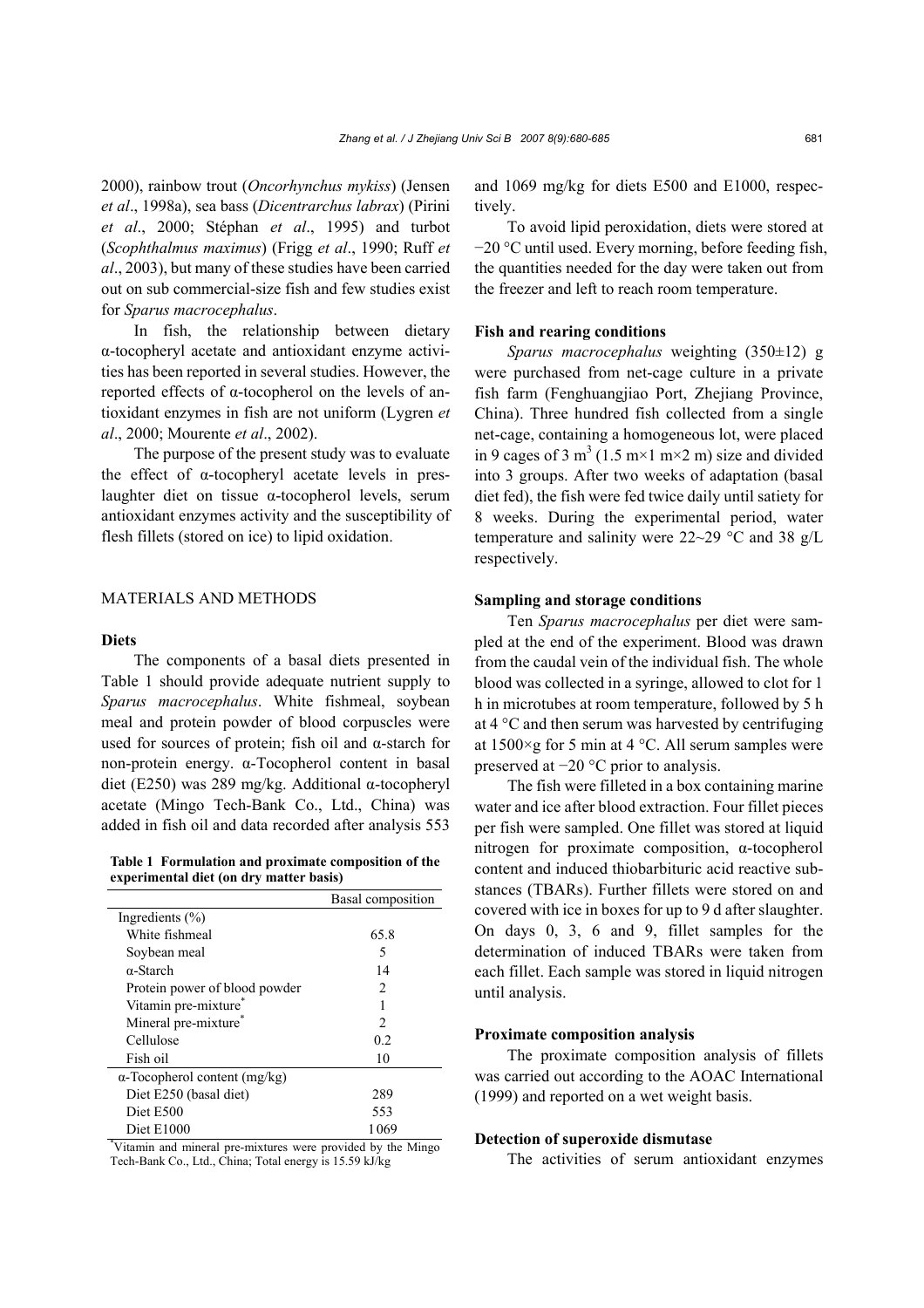2000), rainbow trout (*Oncorhynchus mykiss*) (Jensen *et al*., 1998a), sea bass (*Dicentrarchus labrax*) (Pirini *et al*., 2000; Stéphan *et al*., 1995) and turbot (*Scophthalmus maximus*) (Frigg *et al*., 1990; Ruff *et al*., 2003), but many of these studies have been carried out on sub commercial-size fish and few studies exist for *Sparus macrocephalus*.

In fish, the relationship between dietary α-tocopheryl acetate and antioxidant enzyme activities has been reported in several studies. However, the reported effects of α-tocopherol on the levels of antioxidant enzymes in fish are not uniform (Lygren *et al*., 2000; Mourente *et al*., 2002).

The purpose of the present study was to evaluate the effect of α-tocopheryl acetate levels in preslaughter diet on tissue α-tocopherol levels, serum antioxidant enzymes activity and the susceptibility of flesh fillets (stored on ice) to lipid oxidation.

## MATERIALS AND METHODS

### Diets

The components of a basal diets presented in Table 1 should provide adequate nutrient supply to *Sparus macrocephalus*. White fishmeal, soybean meal and protein powder of blood corpuscles were used for sources of protein; fish oil and α-starch for non-protein energy. α-Tocopherol content in basal diet (E250) was 289 mg/kg. Additional α-tocopheryl acetate (Mingo Tech-Bank Co., Ltd., China) was added in fish oil and data recorded after analysis 553 and 1069 mg/kg for diets E500 and E1000, respectively.

**Table 1 Formulation and proximate composition of the experimental diet (on dry matter basis)**

| | Basal composition |
|---|---|
| Ingredients (%) | |
| White fishmeal | 65.8 |
| Soybean meal | 5 |
| α-Starch | 14 |
| Protein power of blood powder | 2 |
| Vitamin pre-mixture* | 1 |
| Mineral pre-mixture* | 2 |
| Cellulose | 0.2 |
| Fish oil | 10 |
| α-Tocopherol content (mg/kg) | |
| Diet E250 (basal diet) | 289 |
| Diet E500 | 553 |
| Diet E1000 | 1069 |

*Vitamin and mineral pre-mixtures were provided by the Mingo Tech-Bank Co., Ltd., China; Total energy is 15.59 kJ/kg

To avoid lipid peroxidation, diets were stored at −20 °C until used. Every morning, before feeding fish, the quantities needed for the day were taken out from the freezer and left to reach room temperature.

### Fish and rearing conditions

*Sparus macrocephalus* weighting (350±12) g were purchased from net-cage culture in a private fish farm (Fenghuangjiao Port, Zhejiang Province, China). Three hundred fish collected from a single net-cage, containing a homogeneous lot, were placed in 9 cages of 3 $m^3$ (1.5 m×1 m×2 m) size and divided into 3 groups. After two weeks of adaptation (basal diet fed), the fish were fed twice daily until satiety for 8 weeks. During the experimental period, water temperature and salinity were 22~29 °C and 38 g/L respectively.

### Sampling and storage conditions

Ten *Sparus macrocephalus* per diet were sampled at the end of the experiment. Blood was drawn from the caudal vein of the individual fish. The whole blood was collected in a syringe, allowed to clot for 1 h in microtubes at room temperature, followed by 5 h at 4 °C and then serum was harvested by centrifuging at 1500×g for 5 min at 4 °C. All serum samples were preserved at −20 °C prior to analysis.

The fish were filleted in a box containing marine water and ice after blood extraction. Four fillet pieces per fish were sampled. One fillet was stored at liquid nitrogen for proximate composition, α-tocopherol content and induced thiobarbituric acid reactive substances (TBARs). Further fillets were stored on and covered with ice in boxes for up to 9 d after slaughter. On days 0, 3, 6 and 9, fillet samples for the determination of induced TBARs were taken from each fillet. Each sample was stored in liquid nitrogen until analysis.

### Proximate composition analysis

The proximate composition analysis of fillets was carried out according to the AOAC International (1999) and reported on a wet weight basis.

### Detection of superoxide dismutase

The activities of serum antioxidant enzymes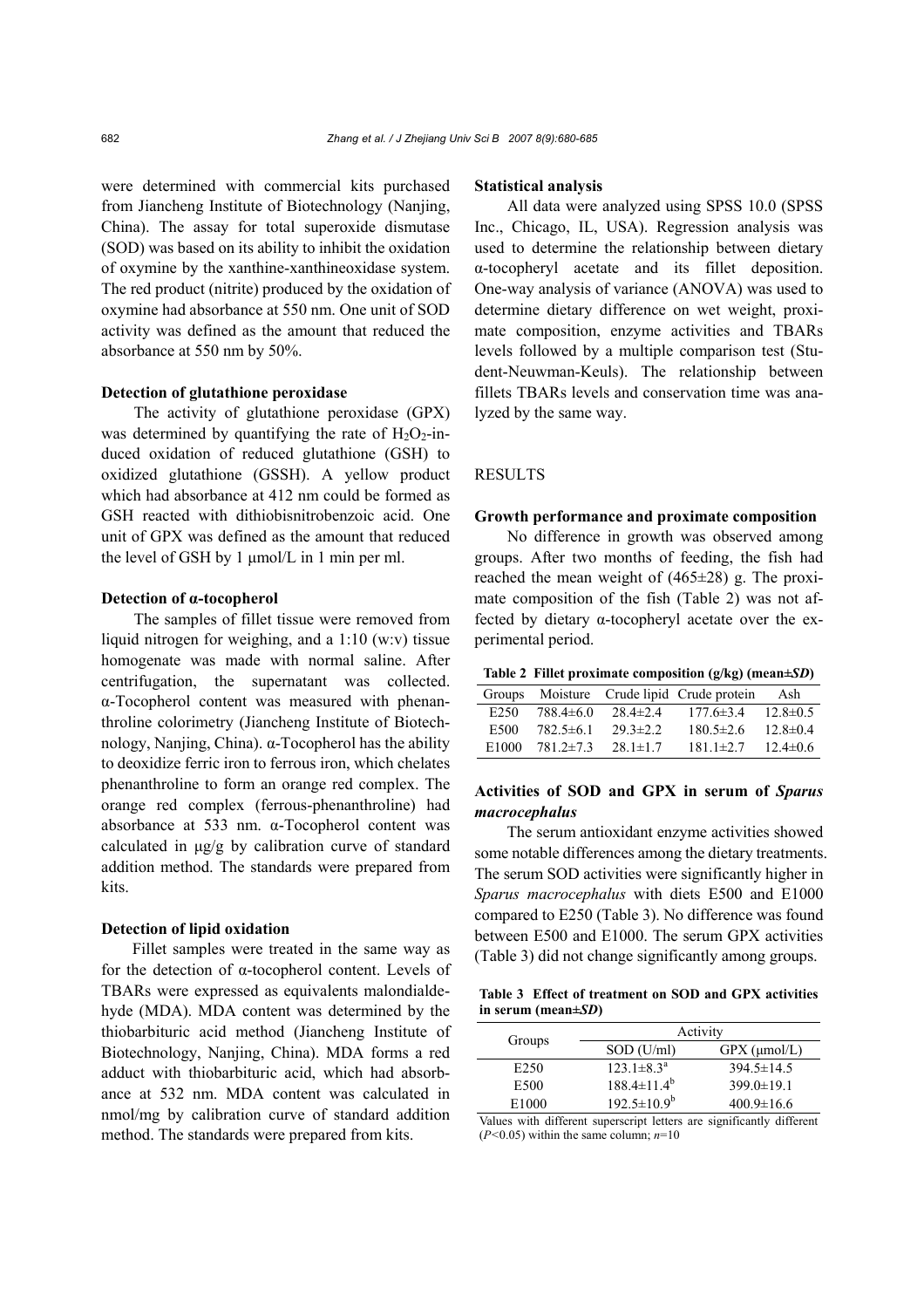were determined with commercial kits purchased from Jiancheng Institute of Biotechnology (Nanjing, China). The assay for total superoxide dismutase (SOD) was based on its ability to inhibit the oxidation of oxymine by the xanthine-xanthineoxidase system. The red product (nitrite) produced by the oxidation of oxymine had absorbance at 550 nm. One unit of SOD activity was defined as the amount that reduced the absorbance at 550 nm by 50%.

### Detection of glutathione peroxidase

The activity of glutathione peroxidase (GPX) was determined by quantifying the rate of $H_2O_2$-induced oxidation of reduced glutathione (GSH) to oxidized glutathione (GSSH). A yellow product which had absorbance at 412 nm could be formed as GSH reacted with dithiobisnitrobenzoic acid. One unit of GPX was defined as the amount that reduced the level of GSH by 1 μmol/L in 1 min per ml.

### Detection of α-tocopherol

The samples of fillet tissue were removed from liquid nitrogen for weighing, and a 1:10 (w:v) tissue homogenate was made with normal saline. After centrifugation, the supernatant was collected. α-Tocopherol content was measured with phenanthroline colorimetry (Jiancheng Institute of Biotechnology, Nanjing, China). α-Tocopherol has the ability to deoxidize ferric iron to ferrous iron, which chelates phenanthroline to form an orange red complex. The orange red complex (ferrous-phenanthroline) had absorbance at 533 nm. α-Tocopherol content was calculated in μg/g by calibration curve of standard addition method. The standards were prepared from kits.

### Detection of lipid oxidation

Fillet samples were treated in the same way as for the detection of α-tocopherol content. Levels of TBARs were expressed as equivalents malondialdehyde (MDA). MDA content was determined by the thiobarbituric acid method (Jiancheng Institute of Biotechnology, Nanjing, China). MDA forms a red adduct with thiobarbituric acid, which had absorbance at 532 nm. MDA content was calculated in nmol/mg by calibration curve of standard addition method. The standards were prepared from kits.

### Statistical analysis

All data were analyzed using SPSS 10.0 (SPSS Inc., Chicago, IL, USA). Regression analysis was used to determine the relationship between dietary α-tocopheryl acetate and its fillet deposition. One-way analysis of variance (ANOVA) was used to determine dietary difference on wet weight, proximate composition, enzyme activities and TBARs levels followed by a multiple comparison test (Student-Neuwman-Keuls). The relationship between fillets TBARs levels and conservation time was analyzed by the same way.

## RESULTS

### Growth performance and proximate composition

No difference in growth was observed among groups. After two months of feeding, the fish had reached the mean weight of (465±28) g. The proximate composition of the fish (Table 2) was not affected by dietary α-tocopheryl acetate over the experimental period.

**Table 2 Fillet proximate composition (g/kg) (mean±*SD*)**

| Groups | Moisture | Crude lipid | Crude protein | Ash |
|---|---|---|---|---|
| E250 | 788.4±6.0 | 28.4±2.4 | 177.6±3.4 | 12.8±0.5 |
| E500 | 782.5±6.1 | 29.3±2.2 | 180.5±2.6 | 12.8±0.4 |
| E1000 | 781.2±7.3 | 28.1±1.7 | 181.1±2.7 | 12.4±0.6 |

### Activities of SOD and GPX in serum of *Sparus macrocephalus*

The serum antioxidant enzyme activities showed some notable differences among the dietary treatments. The serum SOD activities were significantly higher in *Sparus macrocephalus* with diets E500 and E1000 compared to E250 (Table 3). No difference was found between E500 and E1000. The serum GPX activities (Table 3) did not change significantly among groups.

**Table 3 Effect of treatment on SOD and GPX activities in serum (mean±*SD*)**

| Groups | Activity | |
|---|---|---|
| | SOD (U/ml) | GPX (μmol/L) |
| E250 | 123.1±8.3[a] | 394.5±14.5 |
| E500 | 188.4±11.4[b] | 399.0±19.1 |
| E1000 | 192.5±10.9[b] | 400.9±16.6 |

Values with different superscript letters are significantly different ($P<0.05$) within the same column; $n=10$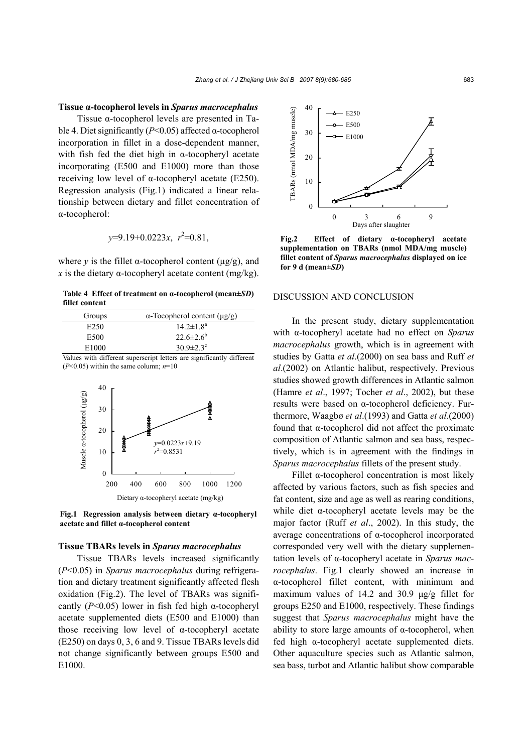### Tissue α-tocopherol levels in *Sparus macrocephalus*

Tissue α-tocopherol levels are presented in Table 4. Diet significantly ($P<0.05$) affected α-tocopherol incorporation in fillet in a dose-dependent manner, with fish fed the diet high in α-tocopheryl acetate incorporating (E500 and E1000) more than those receiving low level of α-tocopheryl acetate (E250). Regression analysis (Fig.1) indicated a linear relationship between dietary and fillet concentration of α-tocopherol:

$$y=9.19+0.0223x,\ r^2=0.81,$$

where $y$ is the fillet α-tocopherol content (μg/g), and $x$ is the dietary α-tocopheryl acetate content (mg/kg).

**Table 4 Effect of treatment on α-tocopherol (mean±*SD*) fillet content**

| Groups | α-Tocopherol content (μg/g) |
|---|---|
| E250 | $14.2\pm1.8^a$ |
| E500 | $22.6\pm2.6^b$ |
| E1000 | $30.9\pm2.3^c$ |

Values with different superscript letters are significantly different ($P<0.05$) within the same column; $n=10$

**Fig.1 Regression analysis between dietary α-tocopheryl acetate and fillet α-tocopherol content**

### Tissue TBARs levels in *Sparus macrocephalus*

Tissue TBARs levels increased significantly ($P<0.05$) in *Sparus macrocephalus* during refrigeration and dietary treatment significantly affected flesh oxidation (Fig.2). The level of TBARs was significantly ($P<0.05$) lower in fish fed high α-tocopheryl acetate supplemented diets (E500 and E1000) than those receiving low level of α-tocopheryl acetate (E250) on days 0, 3, 6 and 9. Tissue TBARs levels did not change significantly between groups E500 and E1000.

**Fig.2 Effect of dietary α-tocopheryl acetate supplementation on TBARs (nmol MDA/mg muscle) fillet content of *Sparus macrocephalus* displayed on ice for 9 d (mean±*SD*)**

## DISCUSSION AND CONCLUSION

In the present study, dietary supplementation with α-tocopheryl acetate had no effect on *Sparus macrocephalus* growth, which is in agreement with studies by Gatta *et al*.(2000) on sea bass and Ruff *et al*.(2002) on Atlantic halibut, respectively. Previous studies showed growth differences in Atlantic salmon (Hamre *et al*., 1997; Tocher *et al*., 2002), but these results were based on α-tocopherol deficiency. Furthermore, Waagbø *et al*.(1993) and Gatta *et al*.(2000) found that α-tocopherol did not affect the proximate composition of Atlantic salmon and sea bass, respectively, which is in agreement with the findings in *Sparus macrocephalus* fillets of the present study.

Fillet α-tocopherol concentration is most likely affected by various factors, such as fish species and fat content, size and age as well as rearing conditions, while diet α-tocopheryl acetate levels may be the major factor (Ruff *et al*., 2002). In this study, the average concentrations of α-tocopherol incorporated corresponded very well with the dietary supplementation levels of α-tocopheryl acetate in *Sparus macrocephalus*. Fig.1 clearly showed an increase in α-tocopherol fillet content, with minimum and maximum values of 14.2 and 30.9 μg/g fillet for groups E250 and E1000, respectively. These findings suggest that *Sparus macrocephalus* might have the ability to store large amounts of α-tocopherol, when fed high α-tocopheryl acetate supplemented diets. Other aquaculture species such as Atlantic salmon, sea bass, turbot and Atlantic halibut show comparable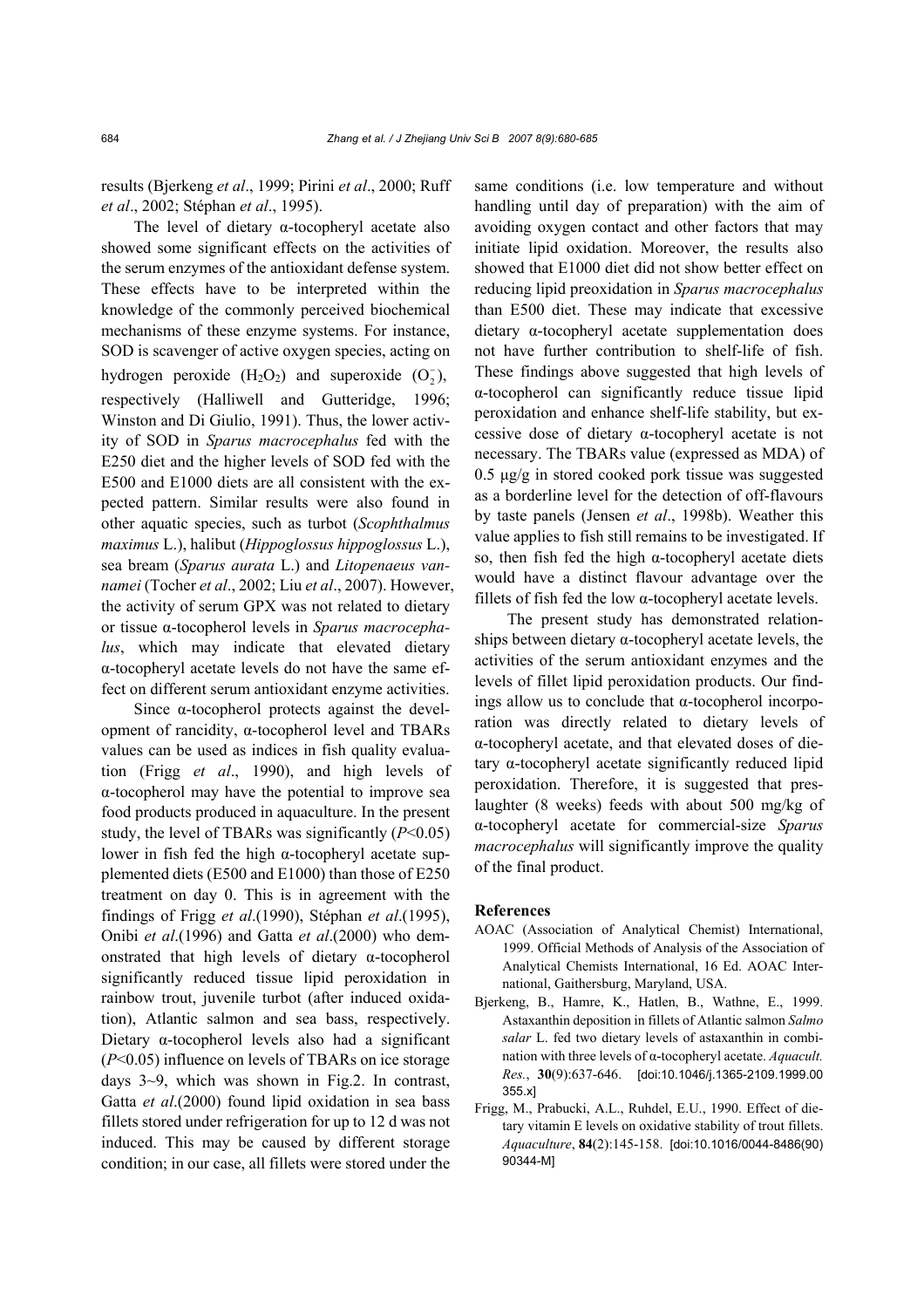results (Bjerkeng *et al*., 1999; Pirini *et al*., 2000; Ruff *et al*., 2002; Stéphan *et al*., 1995).

The level of dietary α-tocopheryl acetate also showed some significant effects on the activities of the serum enzymes of the antioxidant defense system. These effects have to be interpreted within the knowledge of the commonly perceived biochemical mechanisms of these enzyme systems. For instance, SOD is scavenger of active oxygen species, acting on hydrogen peroxide ($H_2O_2$) and superoxide ($O_2^-$), respectively (Halliwell and Gutteridge, 1996; Winston and Di Giulio, 1991). Thus, the lower activity of SOD in *Sparus macrocephalus* fed with the E250 diet and the higher levels of SOD fed with the E500 and E1000 diets are all consistent with the expected pattern. Similar results were also found in other aquatic species, such as turbot (*Scophthalmus maximus* L.), halibut (*Hippoglossus hippoglossus* L.), sea bream (*Sparus aurata* L.) and *Litopenaeus vannamei* (Tocher *et al*., 2002; Liu *et al*., 2007). However, the activity of serum GPX was not related to dietary or tissue α-tocopherol levels in *Sparus macrocephalus*, which may indicate that elevated dietary α-tocopheryl acetate levels do not have the same effect on different serum antioxidant enzyme activities.

Since α-tocopherol protects against the development of rancidity, α-tocopherol level and TBARs values can be used as indices in fish quality evaluation (Frigg *et al*., 1990), and high levels of α-tocopherol may have the potential to improve sea food products produced in aquaculture. In the present study, the level of TBARs was significantly ($P$<0.05) lower in fish fed the high α-tocopheryl acetate supplemented diets (E500 and E1000) than those of E250 treatment on day 0. This is in agreement with the findings of Frigg *et al*.(1990), Stéphan *et al*.(1995), Onibi *et al*.(1996) and Gatta *et al*.(2000) who demonstrated that high levels of dietary α-tocopherol significantly reduced tissue lipid peroxidation in rainbow trout, juvenile turbot (after induced oxidation), Atlantic salmon and sea bass, respectively. Dietary α-tocopherol levels also had a significant ($P$<0.05) influence on levels of TBARs on ice storage days 3~9, which was shown in Fig.2. In contrast, Gatta *et al*.(2000) found lipid oxidation in sea bass fillets stored under refrigeration for up to 12 d was not induced. This may be caused by different storage condition; in our case, all fillets were stored under the same conditions (i.e. low temperature and without handling until day of preparation) with the aim of avoiding oxygen contact and other factors that may initiate lipid oxidation. Moreover, the results also showed that E1000 diet did not show better effect on reducing lipid preoxidation in *Sparus macrocephalus* than E500 diet. These may indicate that excessive dietary α-tocopheryl acetate supplementation does not have further contribution to shelf-life of fish. These findings above suggested that high levels of α-tocopherol can significantly reduce tissue lipid peroxidation and enhance shelf-life stability, but excessive dose of dietary α-tocopheryl acetate is not necessary. The TBARs value (expressed as MDA) of 0.5 μg/g in stored cooked pork tissue was suggested as a borderline level for the detection of off-flavours by taste panels (Jensen *et al*., 1998b). Weather this value applies to fish still remains to be investigated. If so, then fish fed the high α-tocopheryl acetate diets would have a distinct flavour advantage over the fillets of fish fed the low α-tocopheryl acetate levels.

The present study has demonstrated relationships between dietary α-tocopheryl acetate levels, the activities of the serum antioxidant enzymes and the levels of fillet lipid peroxidation products. Our findings allow us to conclude that α-tocopherol incorporation was directly related to dietary levels of α-tocopheryl acetate, and that elevated doses of dietary α-tocopheryl acetate significantly reduced lipid peroxidation. Therefore, it is suggested that preslaughter (8 weeks) feeds with about 500 mg/kg of α-tocopheryl acetate for commercial-size *Sparus macrocephalus* will significantly improve the quality of the final product.

## References

AOAC (Association of Analytical Chemist) International, 1999. Official Methods of Analysis of the Association of Analytical Chemists International, 16 Ed. AOAC International, Gaithersburg, Maryland, USA.

Bjerkeng, B., Hamre, K., Hatlen, B., Wathne, E., 1999. Astaxanthin deposition in fillets of Atlantic salmon *Salmo salar* L. fed two dietary levels of astaxanthin in combination with three levels of α-tocopheryl acetate. *Aquacult. Res.*, **30**(9):637-646. [doi:10.1046/j.1365-2109.1999.00355.x]

Frigg, M., Prabucki, A.L., Ruhdel, E.U., 1990. Effect of dietary vitamin E levels on oxidative stability of trout fillets. *Aquaculture*, **84**(2):145-158. [doi:10.1016/0044-8486(90)90344-M]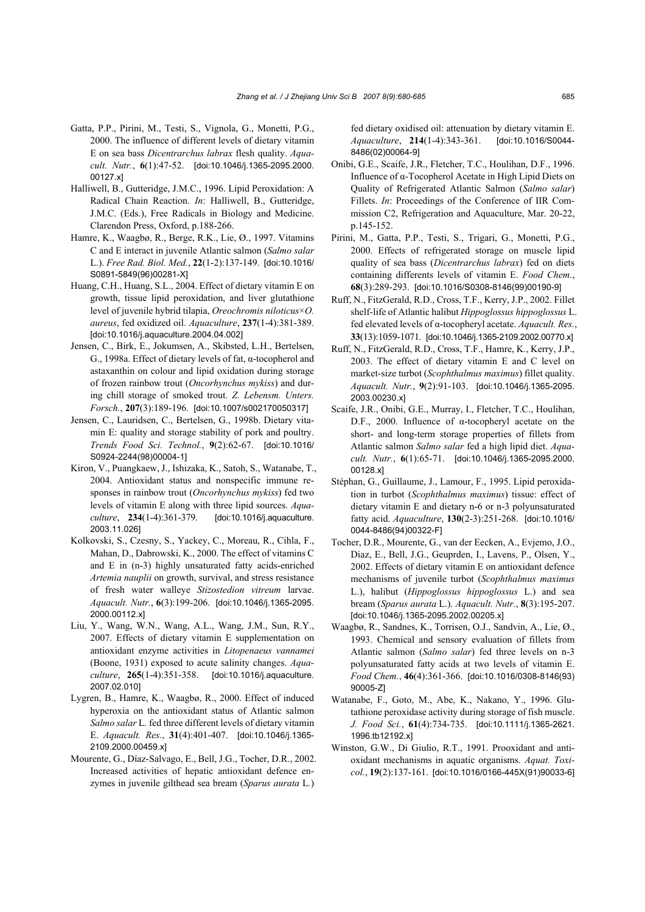Gatta, P.P., Pirini, M., Testi, S., Vignola, G., Monetti, P.G., 2000. The influence of different levels of dietary vitamin E on sea bass *Dicentrarchus labrax* flesh quality. *Aquacult. Nutr.*, **6**(1):47-52. [doi:10.1046/j.1365-2095.2000.00127.x]

Halliwell, B., Gutteridge, J.M.C., 1996. Lipid Peroxidation: A Radical Chain Reaction. *In*: Halliwell, B., Gutteridge, J.M.C. (Eds.), Free Radicals in Biology and Medicine. Clarendon Press, Oxford, p.188-266.

Hamre, K., Waagbø, R., Berge, R.K., Lie, Ø., 1997. Vitamins C and E interact in juvenile Atlantic salmon (*Salmo salar* L.). *Free Rad. Biol. Med.*, **22**(1-2):137-149. [doi:10.1016/S0891-5849(96)00281-X]

Huang, C.H., Huang, S.L., 2004. Effect of dietary vitamin E on growth, tissue lipid peroxidation, and liver glutathione level of juvenile hybrid tilapia, *Oreochromis niloticus*×*O. aureus*, fed oxidized oil. *Aquaculture*, **237**(1-4):381-389. [doi:10.1016/j.aquaculture.2004.04.002]

Jensen, C., Birk, E., Jokumsen, A., Skibsted, L.H., Bertelsen, G., 1998a. Effect of dietary levels of fat, α-tocopherol and astaxanthin on colour and lipid oxidation during storage of frozen rainbow trout (*Oncorhynchus mykiss*) and during chill storage of smoked trout. *Z. Lebensm. Unters. Forsch.*, **207**(3):189-196. [doi:10.1007/s002170050317]

Jensen, C., Lauridsen, C., Bertelsen, G., 1998b. Dietary vitamin E: quality and storage stability of pork and poultry. *Trends Food Sci. Technol.*, **9**(2):62-67. [doi:10.1016/S0924-2244(98)00004-1]

Kiron, V., Puangkaew, J., Ishizaka, K., Satoh, S., Watanabe, T., 2004. Antioxidant status and nonspecific immune responses in rainbow trout (*Oncorhynchus mykiss*) fed two levels of vitamin E along with three lipid sources. *Aquaculture*, **234**(1-4):361-379. [doi:10.1016/j.aquaculture.2003.11.026]

Kolkovski, S., Czesny, S., Yackey, C., Moreau, R., Cihla, F., Mahan, D., Dabrowski, K., 2000. The effect of vitamins C and E in (n-3) highly unsaturated fatty acids-enriched *Artemia nauplii* on growth, survival, and stress resistance of fresh water walleye *Stizostedion vitreum* larvae. *Aquacult. Nutr.*, **6**(3):199-206. [doi:10.1046/j.1365-2095.2000.00112.x]

Liu, Y., Wang, W.N., Wang, A.L., Wang, J.M., Sun, R.Y., 2007. Effects of dietary vitamin E supplementation on antioxidant enzyme activities in *Litopenaeus vannamei* (Boone, 1931) exposed to acute salinity changes. *Aquaculture*, **265**(1-4):351-358. [doi:10.1016/j.aquaculture.2007.02.010]

Lygren, B., Hamre, K., Waagbø, R., 2000. Effect of induced hyperoxia on the antioxidant status of Atlantic salmon *Salmo salar* L. fed three different levels of dietary vitamin E. *Aquacult. Res.*, **31**(4):401-407. [doi:10.1046/j.1365-2109.2000.00459.x]

Mourente, G., Díaz-Salvago, E., Bell, J.G., Tocher, D.R., 2002. Increased activities of hepatic antioxidant defence enzymes in juvenile gilthead sea bream (*Sparus aurata* L.) fed dietary oxidised oil: attenuation by dietary vitamin E. *Aquaculture*, **214**(1-4):343-361. [doi:10.1016/S0044-8486(02)00064-9]

Onibi, G.E., Scaife, J.R., Fletcher, T.C., Houlihan, D.F., 1996. Influence of α-Tocopherol Acetate in High Lipid Diets on Quality of Refrigerated Atlantic Salmon (*Salmo salar*) Fillets. *In*: Proceedings of the Conference of IIR Commission C2, Refrigeration and Aquaculture, Mar. 20-22, p.145-152.

Pirini, M., Gatta, P.P., Testi, S., Trigari, G., Monetti, P.G., 2000. Effects of refrigerated storage on muscle lipid quality of sea bass (*Dicentrarchus labrax*) fed on diets containing differents levels of vitamin E. *Food Chem.*, **68**(3):289-293. [doi:10.1016/S0308-8146(99)00190-9]

Ruff, N., FitzGerald, R.D., Cross, T.F., Kerry, J.P., 2002. Fillet shelf-life of Atlantic halibut *Hippoglossus hippoglossus* L. fed elevated levels of α-tocopheryl acetate. *Aquacult. Res.*, **33**(13):1059-1071. [doi:10.1046/j.1365-2109.2002.00770.x]

Ruff, N., FitzGerald, R.D., Cross, T.F., Hamre, K., Kerry, J.P., 2003. The effect of dietary vitamin E and C level on market-size turbot (*Scophthalmus maximus*) fillet quality. *Aquacult. Nutr.*, **9**(2):91-103. [doi:10.1046/j.1365-2095.2003.00230.x]

Scaife, J.R., Onibi, G.E., Murray, I., Fletcher, T.C., Houlihan, D.F., 2000. Influence of α-tocopheryl acetate on the short- and long-term storage properties of fillets from Atlantic salmon *Salmo salar* fed a high lipid diet. *Aquacult. Nutr.*, **6**(1):65-71. [doi:10.1046/j.1365-2095.2000.00128.x]

Stéphan, G., Guillaume, J., Lamour, F., 1995. Lipid peroxidation in turbot (*Scophthalmus maximus*) tissue: effect of dietary vitamin E and dietary n-6 or n-3 polyunsaturated fatty acid. *Aquaculture*, **130**(2-3):251-268. [doi:10.1016/0044-8486(94)00322-F]

Tocher, D.R., Mourente, G., van der Eecken, A., Evjemo, J.O., Diaz, E., Bell, J.G., Geuprden, I., Lavens, P., Olsen, Y., 2002. Effects of dietary vitamin E on antioxidant defence mechanisms of juvenile turbot (*Scophthalmus maximus* L.), halibut (*Hippoglossus hippoglossus* L.) and sea bream (*Sparus aurata* L.). *Aquacult. Nutr.*, **8**(3):195-207. [doi:10.1046/j.1365-2095.2002.00205.x]

Waagbø, R., Sandnes, K., Torrisen, O.J., Sandvin, A., Lie, Ø., 1993. Chemical and sensory evaluation of fillets from Atlantic salmon (*Salmo salar*) fed three levels on n-3 polyunsaturated fatty acids at two levels of vitamin E. *Food Chem.*, **46**(4):361-366. [doi:10.1016/0308-8146(93)90005-Z]

Watanabe, F., Goto, M., Abe, K., Nakano, Y., 1996. Glutathione peroxidase activity during storage of fish muscle. *J. Food Sci.*, **61**(4):734-735. [doi:10.1111/j.1365-2621.1996.tb12192.x]

Winston, G.W., Di Giulio, R.T., 1991. Prooxidant and antioxidant mechanisms in aquatic organisms. *Aquat. Toxicol.*, **19**(2):137-161. [doi:10.1016/0166-445X(91)90033-6]